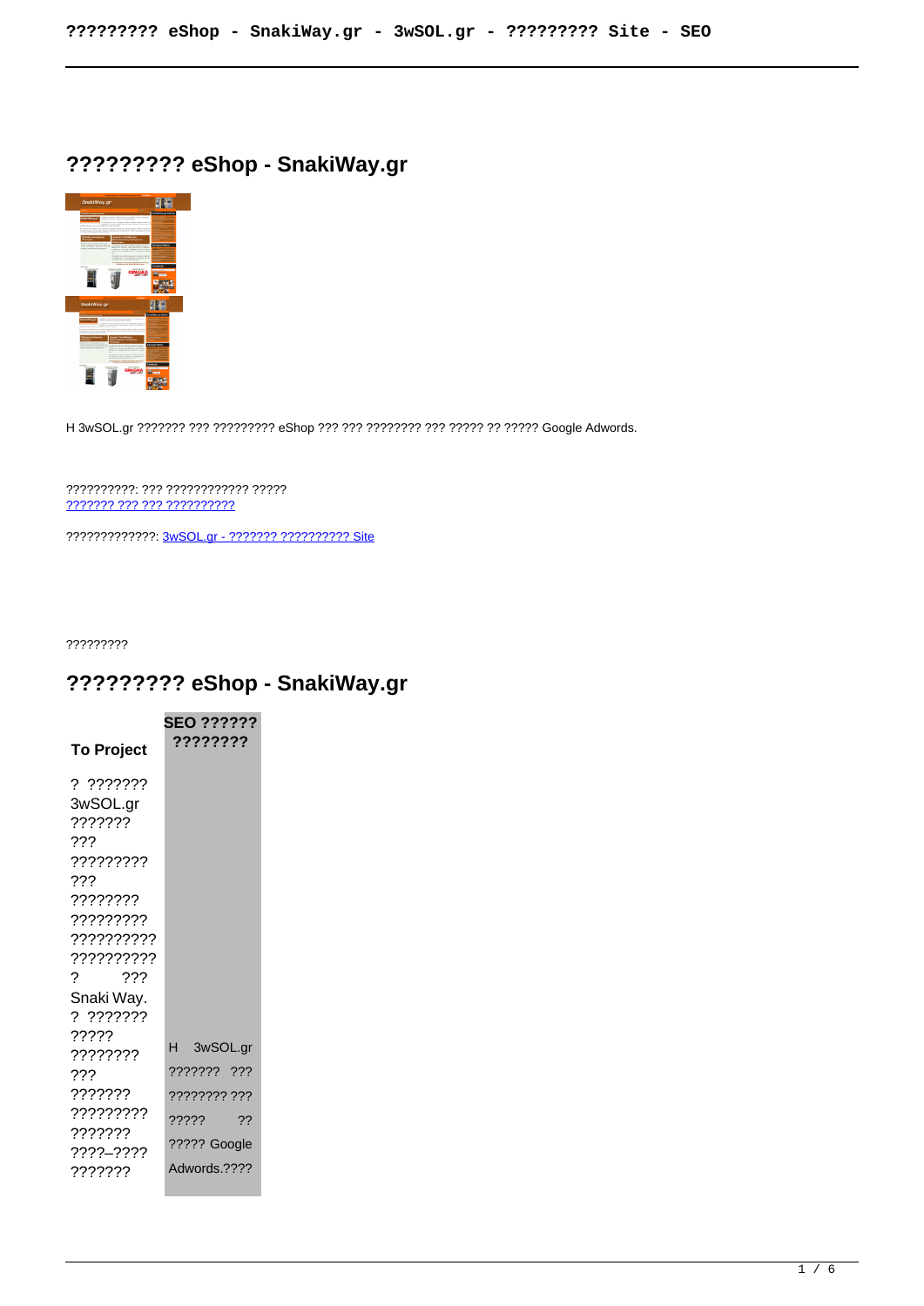# ????????? eShop - SnakiWay.gr

H 3wSOL.gr ??????? ??? ????????? eShop ??? ??? ???????? ??? ????? ?? ????? Google Adwords.

??????????: ??? ???????????? ?????
??????? ??? ??? ??????????

?????????????: 3wSOL.gr - ??????? ?????????? Site

?????????

## ????????? eShop - SnakiWay.gr

| To Project | SEO ?????? ???????? |
| --- | --- |
| ? ??????? 3wSOL.gr ??????? ??? ????????? ??? ???????? ????????? ?????????? ?????????? ? ??? Snaki Way. ? ??????? ????? ???????? ??? ??????? ????????? ??????? ????–???? ??????? | H 3wSOL.gr ??????? ??? ???????? ??? ????? ?? ????? Google Adwords.???? |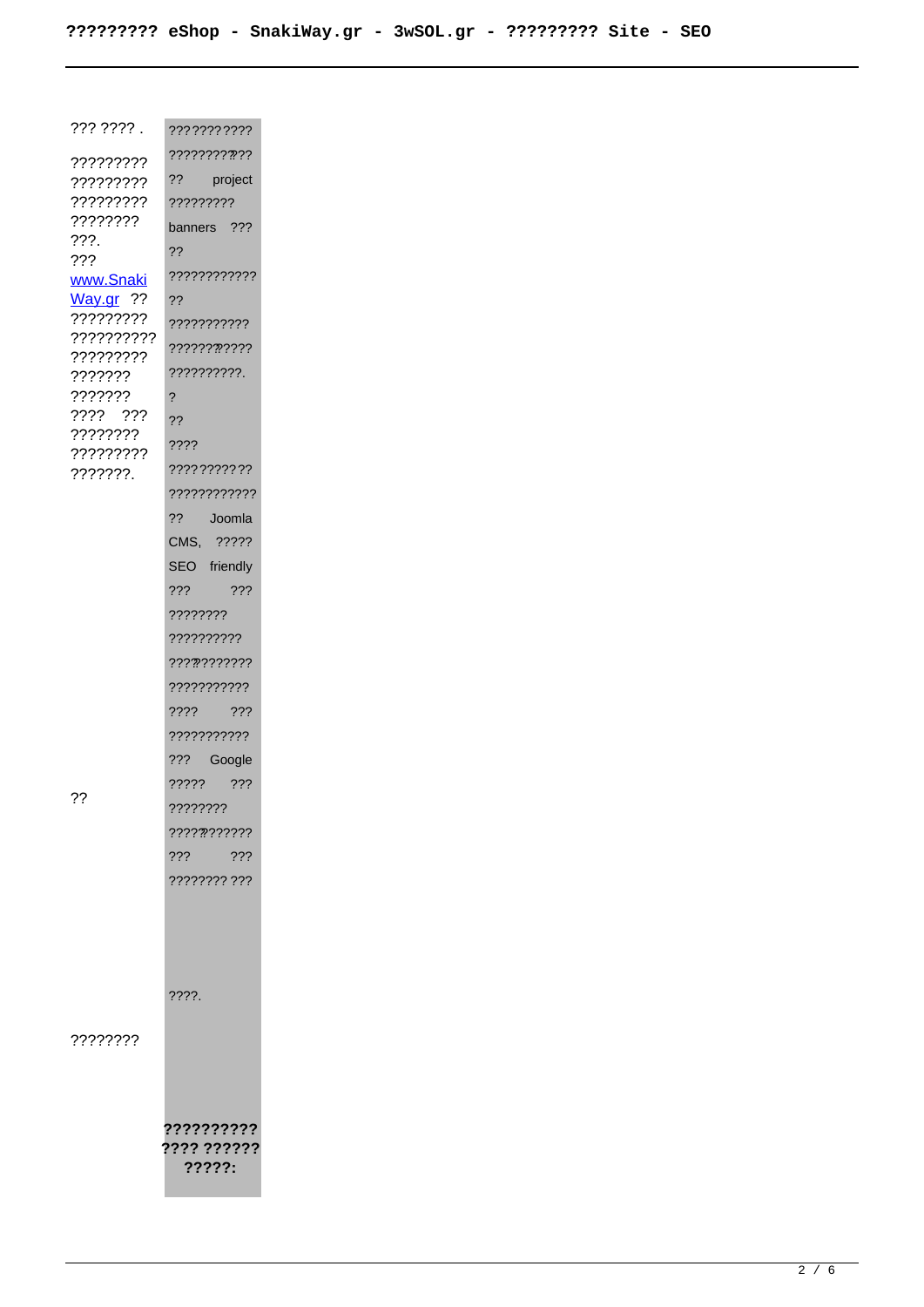??? ????.

????????? ????????? ????????? ???????? ???.

??? [www.SnakiWay.gr](http://www.SnakiWay.gr) ?? ????????? ?????????? ????????? ??????? ??????? ???? ??? ???????? ????????? ???????.

??

????????

| |
|---|
| ??????????? ???????????? ?? project ????????? banners ??? ?? ???????????? ?? ??????????? ??????????? ??????????. ? ?? ???? ??????????? ???????????? ?? Joomla CMS, ????? SEO friendly ??? ??? ???????? ?????????? ??????????? ??????????? ???? ??? ??????????? ??? Google ????? ??? ???????? ???????????? ??? ??? ???????? ??? ????. |
| **?????????? ???? ?????? ?????:** |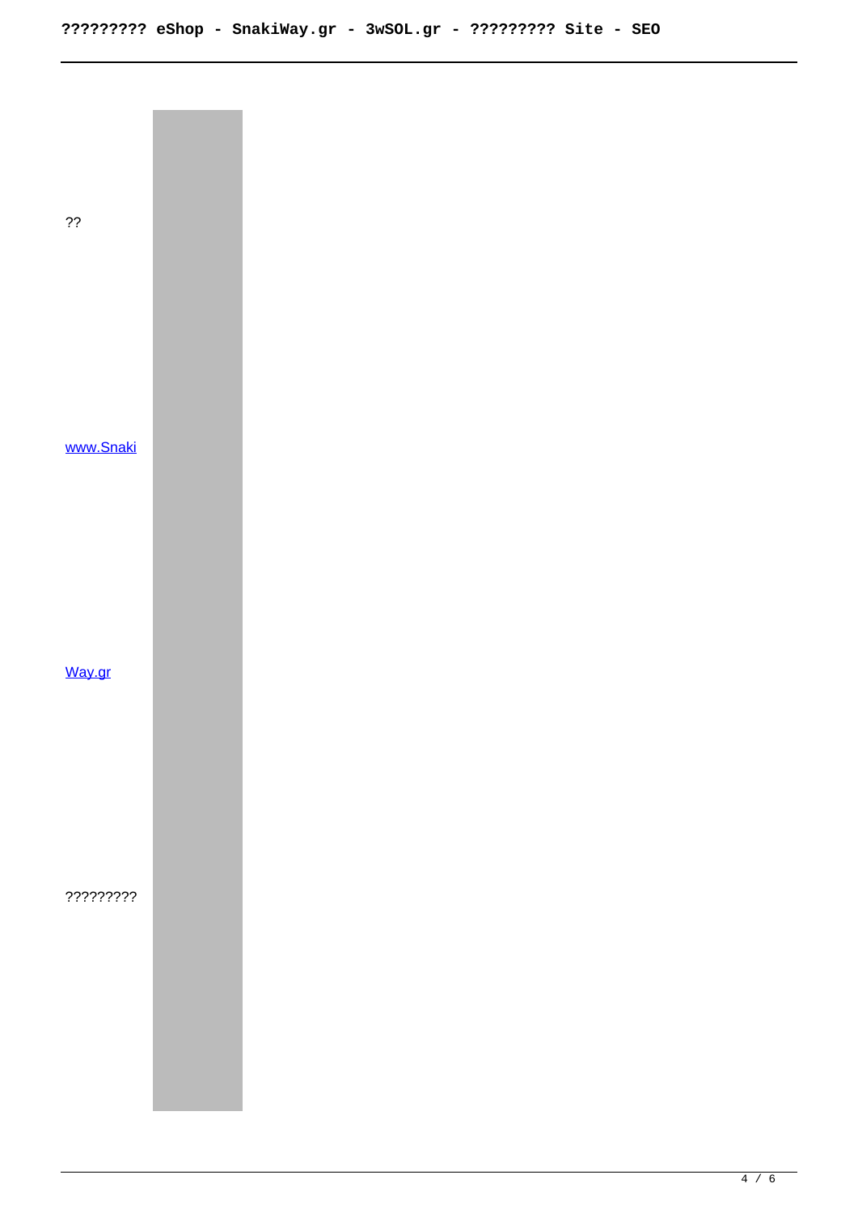??

[www.SnakiWay.gr](http://www.SnakiWay.gr)

?????????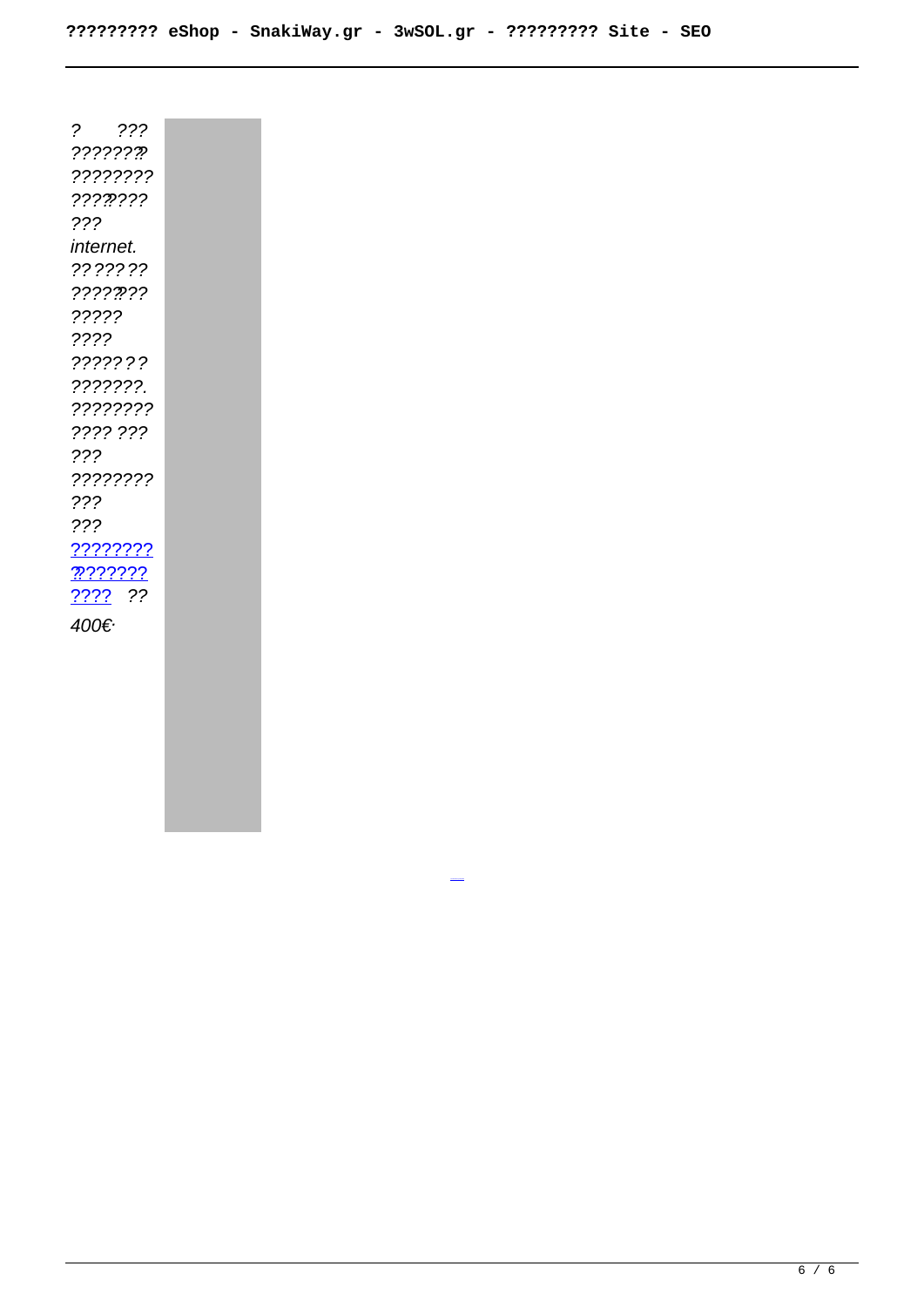*? ??? ???????? ???????? ???????? ??? internet. ?? ??? ?? ????? ??? ????? ???? ?????? ? ???????. ???????? ???? ??? ??? ???????? ??? ??? ???????? ???????? ????* *?? 400€·*